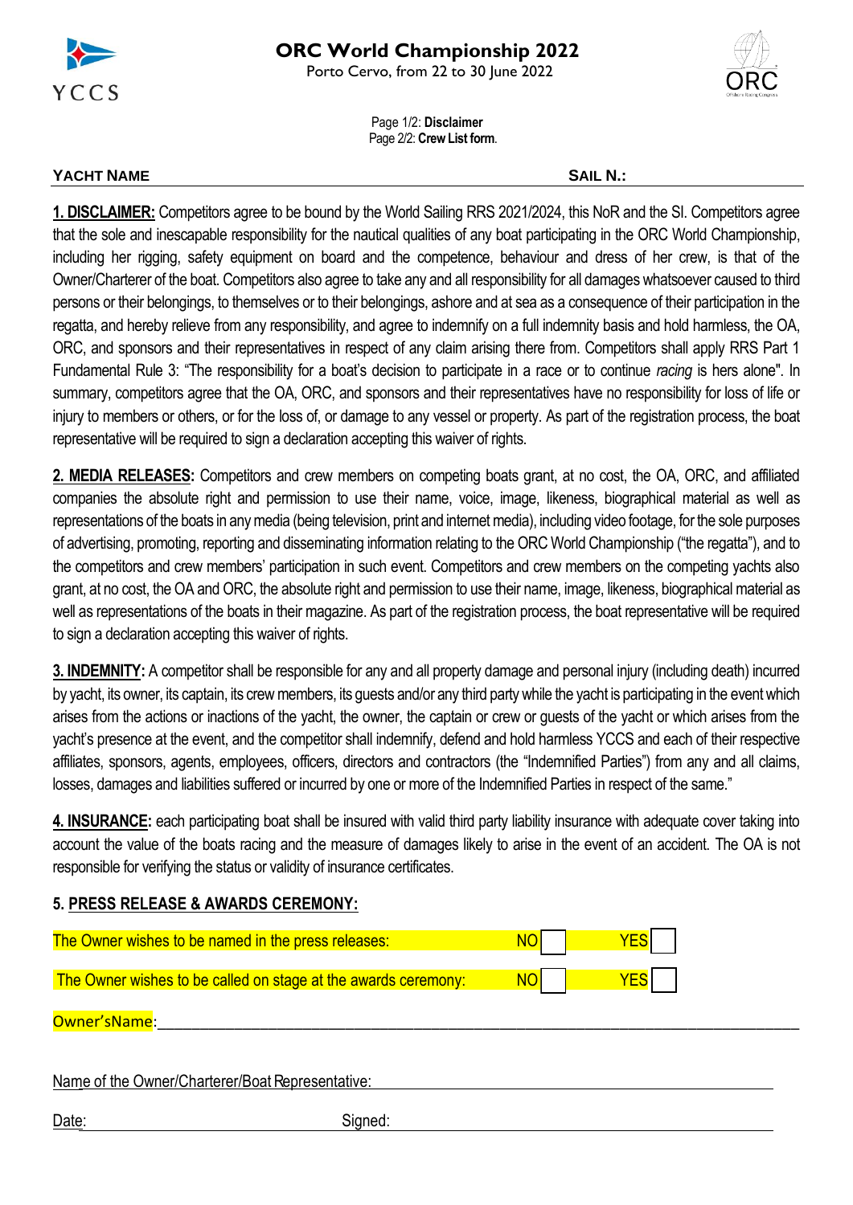# ORC World Championship 2022

Porto Cervo, from 22 to 30 June 2022

Page 1/2: **Disclaimer**
Page 2/2: **Crew List form**.

**YACHT NAME** **SAIL N.:**

**1. DISCLAIMER:** Competitors agree to be bound by the World Sailing RRS 2021/2024, this NoR and the SI. Competitors agree that the sole and inescapable responsibility for the nautical qualities of any boat participating in the ORC World Championship, including her rigging, safety equipment on board and the competence, behaviour and dress of her crew, is that of the Owner/Charterer of the boat. Competitors also agree to take any and all responsibility for all damages whatsoever caused to third persons or their belongings, to themselves or to their belongings, ashore and at sea as a consequence of their participation in the regatta, and hereby relieve from any responsibility, and agree to indemnify on a full indemnity basis and hold harmless, the OA, ORC, and sponsors and their representatives in respect of any claim arising there from. Competitors shall apply RRS Part 1 Fundamental Rule 3: "The responsibility for a boat's decision to participate in a race or to continue *racing* is hers alone". In summary, competitors agree that the OA, ORC, and sponsors and their representatives have no responsibility for loss of life or injury to members or others, or for the loss of, or damage to any vessel or property. As part of the registration process, the boat representative will be required to sign a declaration accepting this waiver of rights.

**2. MEDIA RELEASES:** Competitors and crew members on competing boats grant, at no cost, the OA, ORC, and affiliated companies the absolute right and permission to use their name, voice, image, likeness, biographical material as well as representations of the boats in any media (being television, print and internet media), including video footage, for the sole purposes of advertising, promoting, reporting and disseminating information relating to the ORC World Championship ("the regatta"), and to the competitors and crew members' participation in such event. Competitors and crew members on the competing yachts also grant, at no cost, the OA and ORC, the absolute right and permission to use their name, image, likeness, biographical material as well as representations of the boats in their magazine. As part of the registration process, the boat representative will be required to sign a declaration accepting this waiver of rights.

**3. INDEMNITY:** A competitor shall be responsible for any and all property damage and personal injury (including death) incurred by yacht, its owner, its captain, its crew members, its guests and/or any third party while the yacht is participating in the event which arises from the actions or inactions of the yacht, the owner, the captain or crew or guests of the yacht or which arises from the yacht's presence at the event, and the competitor shall indemnify, defend and hold harmless YCCS and each of their respective affiliates, sponsors, agents, employees, officers, directors and contractors (the "Indemnified Parties") from any and all claims, losses, damages and liabilities suffered or incurred by one or more of the Indemnified Parties in respect of the same."

**4. INSURANCE:** each participating boat shall be insured with valid third party liability insurance with adequate cover taking into account the value of the boats racing and the measure of damages likely to arise in the event of an accident. The OA is not responsible for verifying the status or validity of insurance certificates.

**5. PRESS RELEASE & AWARDS CEREMONY:**

The Owner wishes to be named in the press releases: NO ☐ YES ☐

The Owner wishes to be called on stage at the awards ceremony: NO ☐ YES ☐

Owner'sName: ______________________________

Name of the Owner/Charterer/Boat Representative: ______________________________

Date: ______________ Signed: ______________________________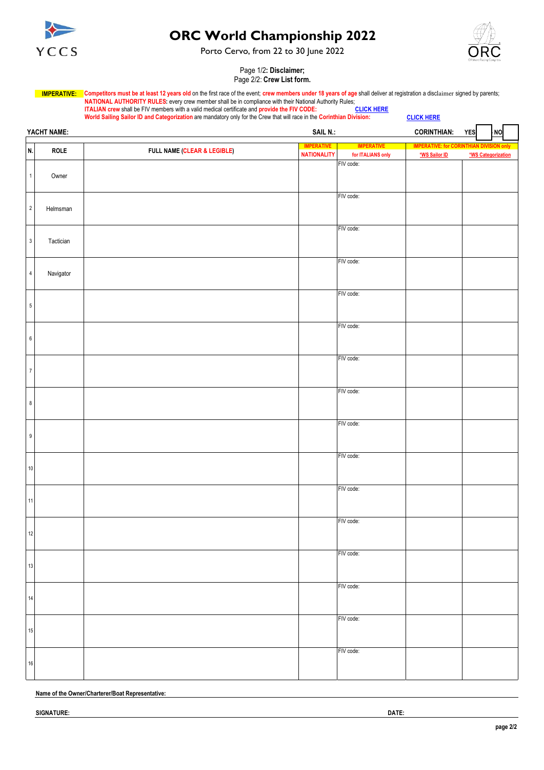# ORC World Championship 2022

Porto Cervo, from 22 to 30 June 2022

Page 1/2: **Disclaimer;**
Page 2/2: **Crew List form.**

**IMPERATIVE:** **Competitors must be at least 12 years old** on the first race of the event; **crew members under 18 years of age** shall deliver at registration a disclaimer signed by parents;
**NATIONAL AUTHORITY RULES:** every crew member shall be in compliance with their National Authority Rules;
**ITALIAN crew** shall be FIV members with a valid medical certificate and **provide the FIV CODE:** CLICK HERE
**World Sailing Sailor ID and Categorization** are mandatory only for the Crew that will race in the **Corinthian Division:** CLICK HERE

**YACHT NAME:** **SAIL N.:** **CORINTHIAN:** **YES** **NO**

| N. | ROLE | FULL NAME (CLEAR & LEGIBLE) | IMPERATIVE NATIONALITY | IMPERATIVE for ITALIANS only | IMPERATIVE: for CORINTHIAN DIVISION only *WS Sailor ID | *WS Categorization |
|---|---|---|---|---|---|---|
| 1 | Owner | | | FIV code: | | |
| 2 | Helmsman | | | FIV code: | | |
| 3 | Tactician | | | FIV code: | | |
| 4 | Navigator | | | FIV code: | | |
| 5 | | | | FIV code: | | |
| 6 | | | | FIV code: | | |
| 7 | | | | FIV code: | | |
| 8 | | | | FIV code: | | |
| 9 | | | | FIV code: | | |
| 10 | | | | FIV code: | | |
| 11 | | | | FIV code: | | |
| 12 | | | | FIV code: | | |
| 13 | | | | FIV code: | | |
| 14 | | | | FIV code: | | |
| 15 | | | | FIV code: | | |
| 16 | | | | FIV code: | | |

**Name of the Owner/Charterer/Boat Representative:**

**SIGNATURE:** **DATE:**